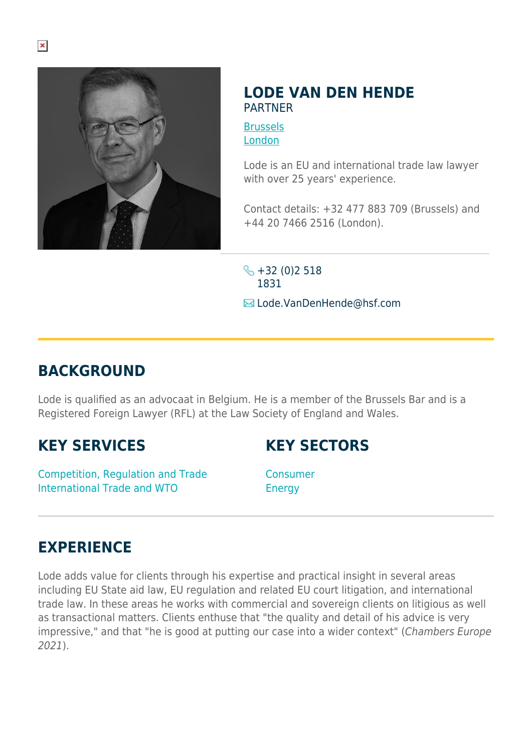# LODE VAN DEN HENDE

PARTNER

[Brussels](#)
[London](#)

Lode is an EU and international trade law lawyer with over 25 years' experience.

Contact details: +32 477 883 709 (Brussels) and +44 20 7466 2516 (London).

+32 (0)2 518 1831

Lode.VanDenHende@hsf.com

## BACKGROUND

Lode is qualified as an advocaat in Belgium. He is a member of the Brussels Bar and is a Registered Foreign Lawyer (RFL) at the Law Society of England and Wales.

## KEY SERVICES

Competition, Regulation and Trade
International Trade and WTO

## KEY SECTORS

Consumer
Energy

## EXPERIENCE

Lode adds value for clients through his expertise and practical insight in several areas including EU State aid law, EU regulation and related EU court litigation, and international trade law. In these areas he works with commercial and sovereign clients on litigious as well as transactional matters. Clients enthuse that "the quality and detail of his advice is very impressive," and that "he is good at putting our case into a wider context" (*Chambers Europe 2021*).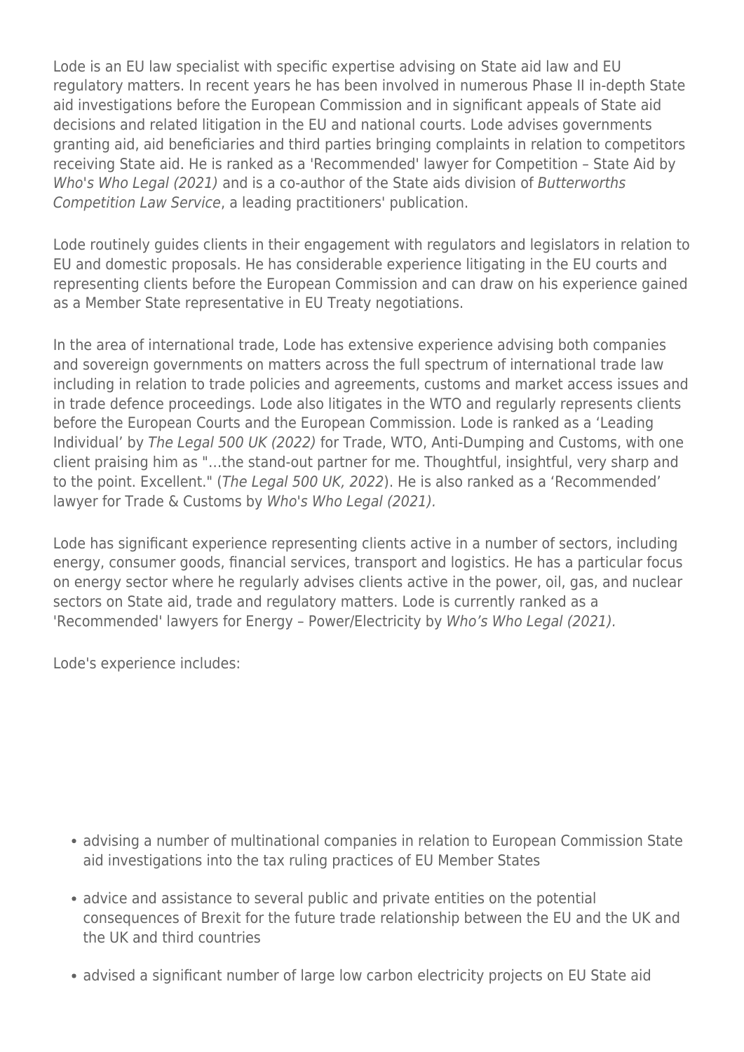Lode is an EU law specialist with specific expertise advising on State aid law and EU regulatory matters. In recent years he has been involved in numerous Phase II in-depth State aid investigations before the European Commission and in significant appeals of State aid decisions and related litigation in the EU and national courts. Lode advises governments granting aid, aid beneficiaries and third parties bringing complaints in relation to competitors receiving State aid. He is ranked as a 'Recommended' lawyer for Competition – State Aid by *Who's Who Legal (2021)* and is a co-author of the State aids division of *Butterworths Competition Law Service*, a leading practitioners' publication.

Lode routinely guides clients in their engagement with regulators and legislators in relation to EU and domestic proposals. He has considerable experience litigating in the EU courts and representing clients before the European Commission and can draw on his experience gained as a Member State representative in EU Treaty negotiations.

In the area of international trade, Lode has extensive experience advising both companies and sovereign governments on matters across the full spectrum of international trade law including in relation to trade policies and agreements, customs and market access issues and in trade defence proceedings. Lode also litigates in the WTO and regularly represents clients before the European Courts and the European Commission. Lode is ranked as a 'Leading Individual' by *The Legal 500 UK (2022)* for Trade, WTO, Anti-Dumping and Customs, with one client praising him as "…the stand-out partner for me. Thoughtful, insightful, very sharp and to the point. Excellent." (*The Legal 500 UK, 2022*). He is also ranked as a 'Recommended' lawyer for Trade & Customs by *Who's Who Legal (2021).*

Lode has significant experience representing clients active in a number of sectors, including energy, consumer goods, financial services, transport and logistics. He has a particular focus on energy sector where he regularly advises clients active in the power, oil, gas, and nuclear sectors on State aid, trade and regulatory matters. Lode is currently ranked as a 'Recommended' lawyers for Energy – Power/Electricity by *Who's Who Legal (2021).*

Lode's experience includes:

- advising a number of multinational companies in relation to European Commission State aid investigations into the tax ruling practices of EU Member States
- advice and assistance to several public and private entities on the potential consequences of Brexit for the future trade relationship between the EU and the UK and the UK and third countries
- advised a significant number of large low carbon electricity projects on EU State aid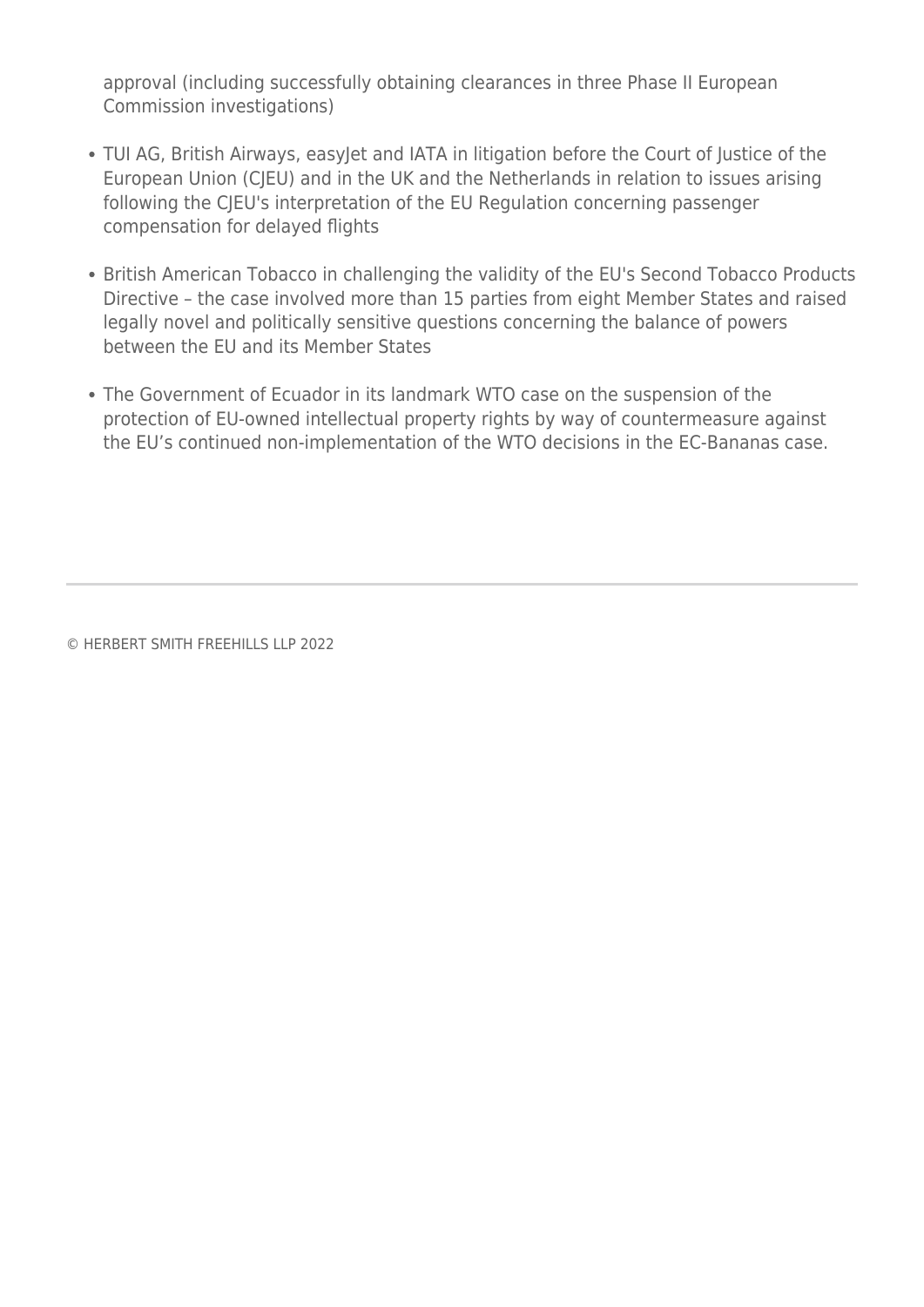approval (including successfully obtaining clearances in three Phase II European Commission investigations)

- TUI AG, British Airways, easyJet and IATA in litigation before the Court of Justice of the European Union (CJEU) and in the UK and the Netherlands in relation to issues arising following the CJEU's interpretation of the EU Regulation concerning passenger compensation for delayed flights
- British American Tobacco in challenging the validity of the EU's Second Tobacco Products Directive – the case involved more than 15 parties from eight Member States and raised legally novel and politically sensitive questions concerning the balance of powers between the EU and its Member States
- The Government of Ecuador in its landmark WTO case on the suspension of the protection of EU-owned intellectual property rights by way of countermeasure against the EU's continued non-implementation of the WTO decisions in the EC-Bananas case.

---

© HERBERT SMITH FREEHILLS LLP 2022